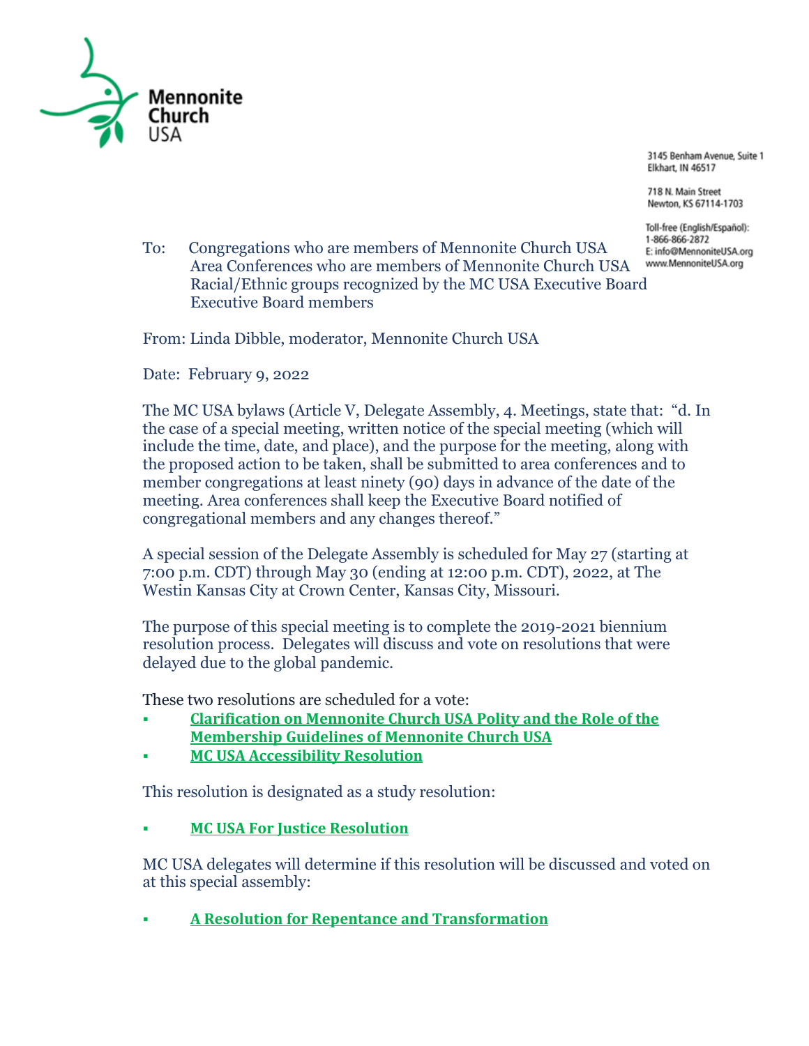Mennonite Church USA

3145 Benham Avenue, Suite 1
Elkhart, IN 46517

718 N. Main Street
Newton, KS 67114-1703

Toll-free (English/Español):
1-866-866-2872
E: info@MennoniteUSA.org
www.MennoniteUSA.org

To: Congregations who are members of Mennonite Church USA
Area Conferences who are members of Mennonite Church USA
Racial/Ethnic groups recognized by the MC USA Executive Board
Executive Board members

From: Linda Dibble, moderator, Mennonite Church USA

Date: February 9, 2022

The MC USA bylaws (Article V, Delegate Assembly, 4. Meetings, state that: "d. In the case of a special meeting, written notice of the special meeting (which will include the time, date, and place), and the purpose for the meeting, along with the proposed action to be taken, shall be submitted to area conferences and to member congregations at least ninety (90) days in advance of the date of the meeting. Area conferences shall keep the Executive Board notified of congregational members and any changes thereof."

A special session of the Delegate Assembly is scheduled for May 27 (starting at 7:00 p.m. CDT) through May 30 (ending at 12:00 p.m. CDT), 2022, at The Westin Kansas City at Crown Center, Kansas City, Missouri.

The purpose of this special meeting is to complete the 2019-2021 biennium resolution process. Delegates will discuss and vote on resolutions that were delayed due to the global pandemic.

These two resolutions are scheduled for a vote:

- **Clarification on Mennonite Church USA Polity and the Role of the Membership Guidelines of Mennonite Church USA**
- **MC USA Accessibility Resolution**

This resolution is designated as a study resolution:

- **MC USA For Justice Resolution**

MC USA delegates will determine if this resolution will be discussed and voted on at this special assembly:

- **A Resolution for Repentance and Transformation**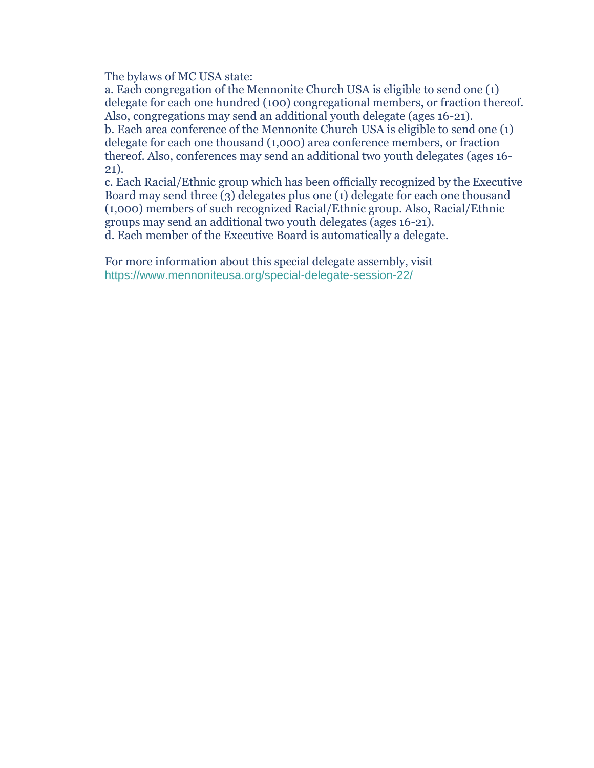The bylaws of MC USA state:

a. Each congregation of the Mennonite Church USA is eligible to send one (1) delegate for each one hundred (100) congregational members, or fraction thereof. Also, congregations may send an additional youth delegate (ages 16-21).

b. Each area conference of the Mennonite Church USA is eligible to send one (1) delegate for each one thousand (1,000) area conference members, or fraction thereof. Also, conferences may send an additional two youth delegates (ages 16-21).

c. Each Racial/Ethnic group which has been officially recognized by the Executive Board may send three (3) delegates plus one (1) delegate for each one thousand (1,000) members of such recognized Racial/Ethnic group. Also, Racial/Ethnic groups may send an additional two youth delegates (ages 16-21).

d. Each member of the Executive Board is automatically a delegate.

For more information about this special delegate assembly, visit https://www.mennoniteusa.org/special-delegate-session-22/